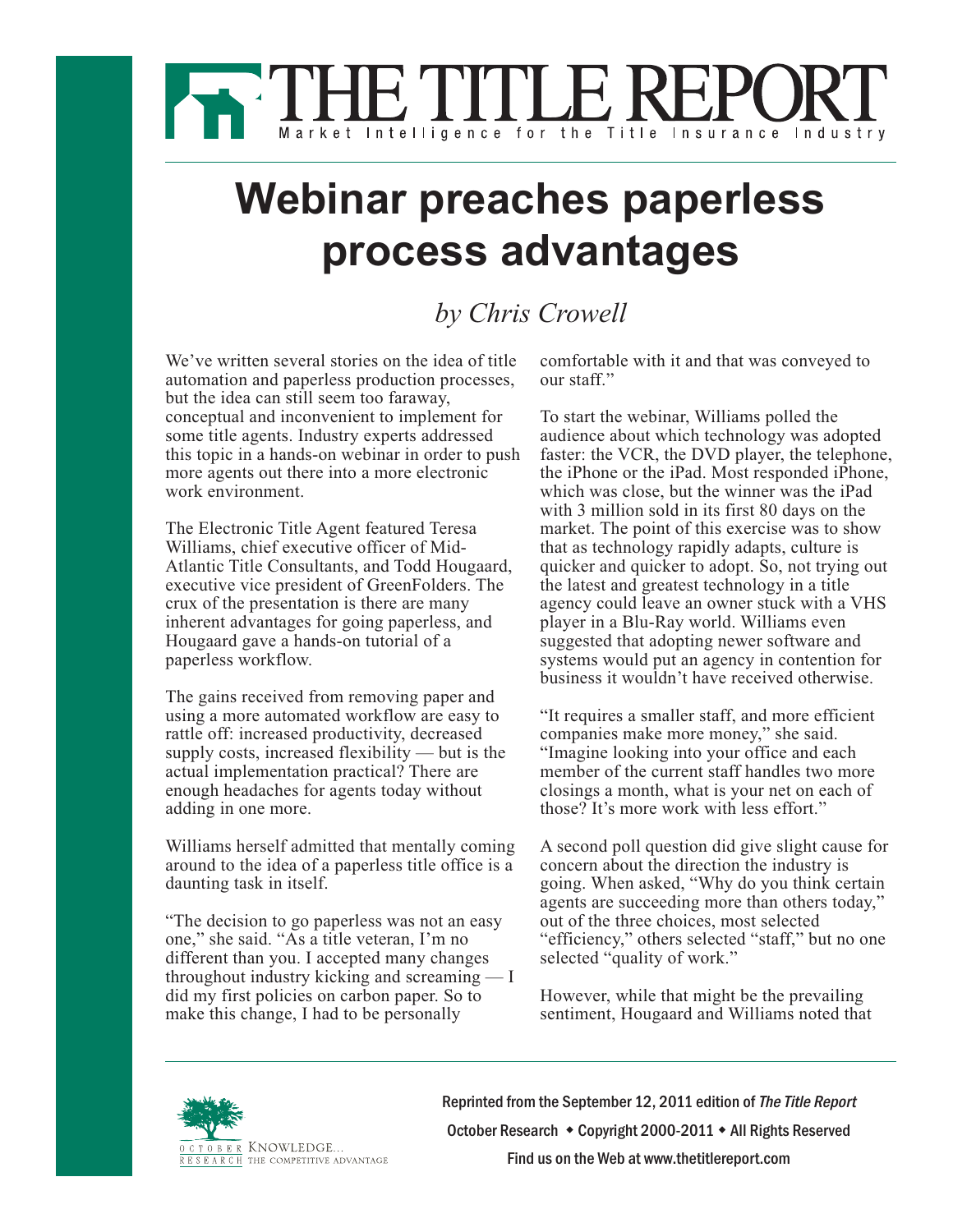# Webinar preaches paperless process advantages

*by Chris Crowell*

We've written several stories on the idea of title automation and paperless production processes, but the idea can still seem too faraway, conceptual and inconvenient to implement for some title agents. Industry experts addressed this topic in a hands-on webinar in order to push more agents out there into a more electronic work environment.

The Electronic Title Agent featured Teresa Williams, chief executive officer of Mid-Atlantic Title Consultants, and Todd Hougaard, executive vice president of GreenFolders. The crux of the presentation is there are many inherent advantages for going paperless, and Hougaard gave a hands-on tutorial of a paperless workflow.

The gains received from removing paper and using a more automated workflow are easy to rattle off: increased productivity, decreased supply costs, increased flexibility — but is the actual implementation practical? There are enough headaches for agents today without adding in one more.

Williams herself admitted that mentally coming around to the idea of a paperless title office is a daunting task in itself.

"The decision to go paperless was not an easy one," she said. "As a title veteran, I'm no different than you. I accepted many changes throughout industry kicking and screaming — I did my first policies on carbon paper. So to make this change, I had to be personally comfortable with it and that was conveyed to our staff."

To start the webinar, Williams polled the audience about which technology was adopted faster: the VCR, the DVD player, the telephone, the iPhone or the iPad. Most responded iPhone, which was close, but the winner was the iPad with 3 million sold in its first 80 days on the market. The point of this exercise was to show that as technology rapidly adapts, culture is quicker and quicker to adopt. So, not trying out the latest and greatest technology in a title agency could leave an owner stuck with a VHS player in a Blu-Ray world. Williams even suggested that adopting newer software and systems would put an agency in contention for business it wouldn't have received otherwise.

"It requires a smaller staff, and more efficient companies make more money," she said. "Imagine looking into your office and each member of the current staff handles two more closings a month, what is your net on each of those? It's more work with less effort."

A second poll question did give slight cause for concern about the direction the industry is going. When asked, "Why do you think certain agents are succeeding more than others today," out of the three choices, most selected "efficiency," others selected "staff," but no one selected "quality of work."

However, while that might be the prevailing sentiment, Hougaard and Williams noted that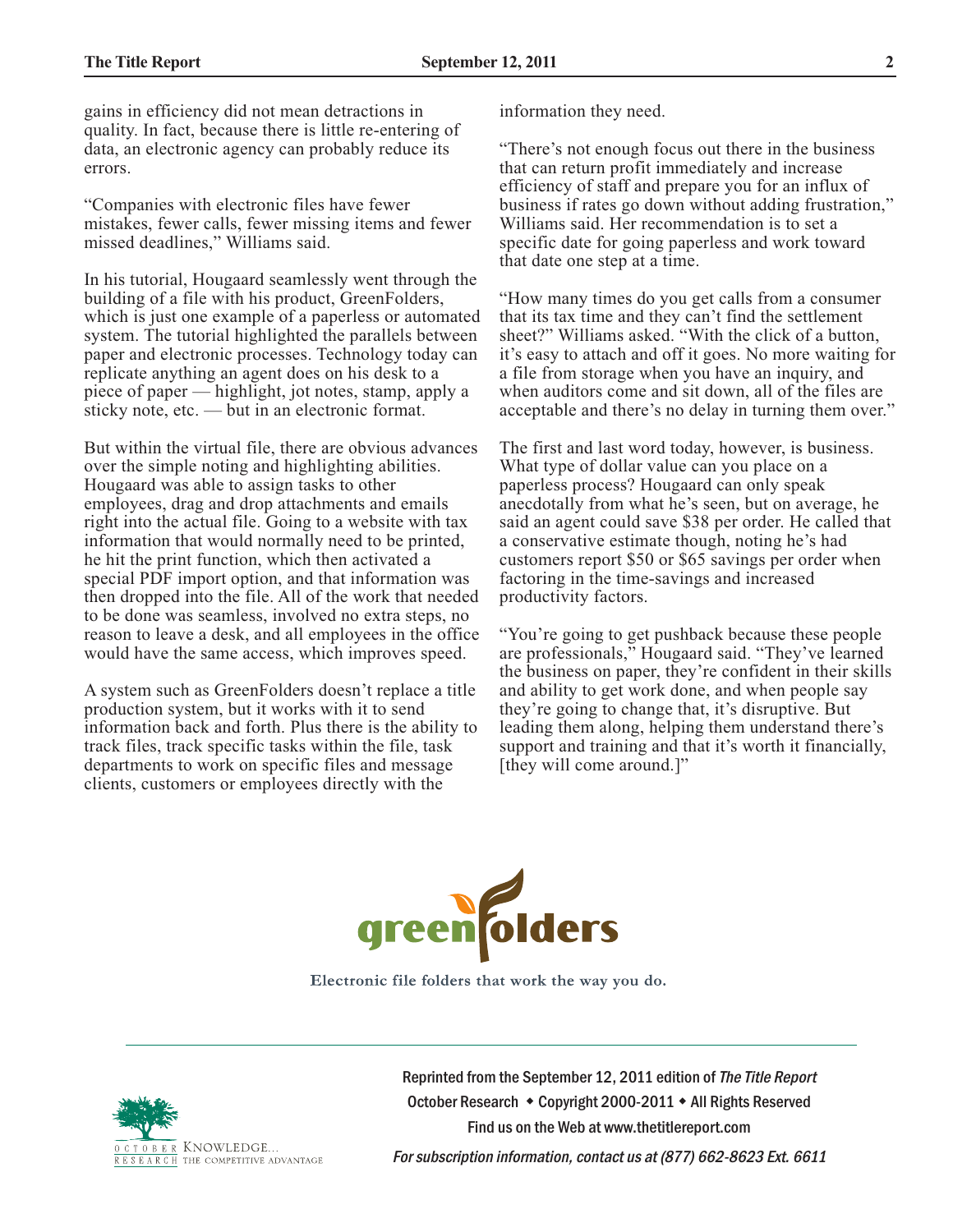gains in efficiency did not mean detractions in quality. In fact, because there is little re-entering of data, an electronic agency can probably reduce its errors.

"Companies with electronic files have fewer mistakes, fewer calls, fewer missing items and fewer missed deadlines," Williams said.

In his tutorial, Hougaard seamlessly went through the building of a file with his product, GreenFolders, which is just one example of a paperless or automated system. The tutorial highlighted the parallels between paper and electronic processes. Technology today can replicate anything an agent does on his desk to a piece of paper — highlight, jot notes, stamp, apply a sticky note, etc. — but in an electronic format.

But within the virtual file, there are obvious advances over the simple noting and highlighting abilities. Hougaard was able to assign tasks to other employees, drag and drop attachments and emails right into the actual file. Going to a website with tax information that would normally need to be printed, he hit the print function, which then activated a special PDF import option, and that information was then dropped into the file. All of the work that needed to be done was seamless, involved no extra steps, no reason to leave a desk, and all employees in the office would have the same access, which improves speed.

A system such as GreenFolders doesn't replace a title production system, but it works with it to send information back and forth. Plus there is the ability to track files, track specific tasks within the file, task departments to work on specific files and message clients, customers or employees directly with the information they need.

"There's not enough focus out there in the business that can return profit immediately and increase efficiency of staff and prepare you for an influx of business if rates go down without adding frustration," Williams said. Her recommendation is to set a specific date for going paperless and work toward that date one step at a time.

"How many times do you get calls from a consumer that its tax time and they can't find the settlement sheet?" Williams asked. "With the click of a button, it's easy to attach and off it goes. No more waiting for a file from storage when you have an inquiry, and when auditors come and sit down, all of the files are acceptable and there's no delay in turning them over."

The first and last word today, however, is business. What type of dollar value can you place on a paperless process? Hougaard can only speak anecdotally from what he's seen, but on average, he said an agent could save $38 per order. He called that a conservative estimate though, noting he's had customers report $50 or $65 savings per order when factoring in the time-savings and increased productivity factors.

"You're going to get pushback because these people are professionals," Hougaard said. "They've learned the business on paper, they're confident in their skills and ability to get work done, and when people say they're going to change that, it's disruptive. But leading them along, helping them understand there's support and training and that it's worth it financially, [they will come around.]"

greenfolders

Electronic file folders that work the way you do.

Reprinted from the September 12, 2011 edition of *The Title Report*

October Research ◆ Copyright 2000-2011 ◆ All Rights Reserved

Find us on the Web at www.thetitlereport.com

*For subscription information, contact us at (877) 662-8623 Ext. 6611*

OCTOBER RESEARCH KNOWLEDGE... THE COMPETITIVE ADVANTAGE